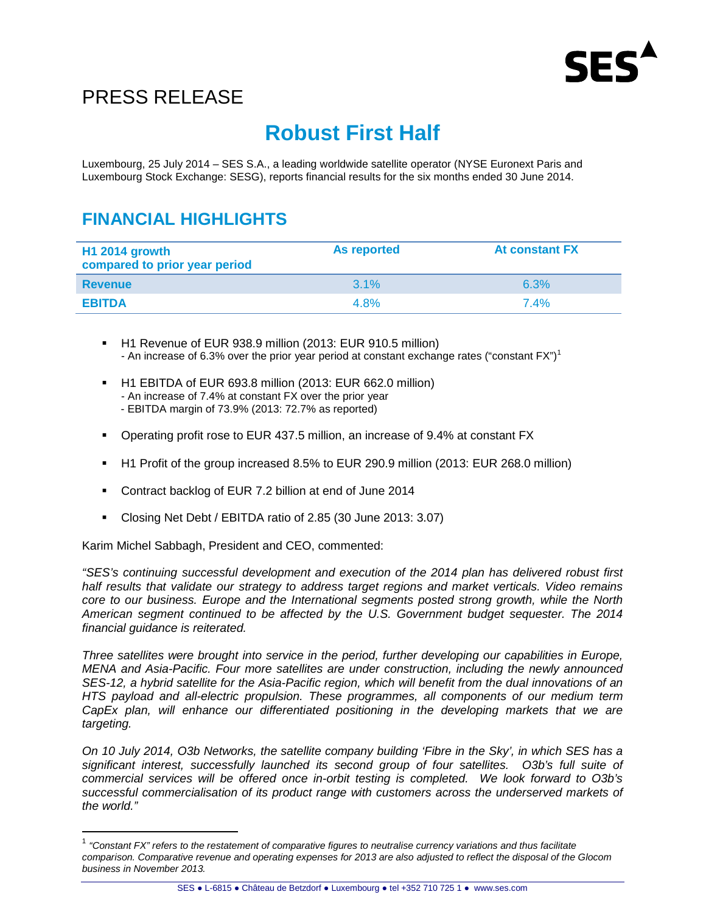# PRESS RELEASE

## Robust First Half

Luxembourg, 25 July 2014 – SES S.A., a leading worldwide satellite operator (NYSE Euronext Paris and Luxembourg Stock Exchange: SESG), reports financial results for the six months ended 30 June 2014.

## FINANCIAL HIGHLIGHTS

| H1 2014 growth compared to prior year period | As reported | At constant FX |
|---|---|---|
| **Revenue** | 3.1% | 6.3% |
| **EBITDA** | 4.8% | 7.4% |

- H1 Revenue of EUR 938.9 million (2013: EUR 910.5 million)
  - An increase of 6.3% over the prior year period at constant exchange rates ("constant FX")[1]
- H1 EBITDA of EUR 693.8 million (2013: EUR 662.0 million)
  - An increase of 7.4% at constant FX over the prior year
  - EBITDA margin of 73.9% (2013: 72.7% as reported)
- Operating profit rose to EUR 437.5 million, an increase of 9.4% at constant FX
- H1 Profit of the group increased 8.5% to EUR 290.9 million (2013: EUR 268.0 million)
- Contract backlog of EUR 7.2 billion at end of June 2014
- Closing Net Debt / EBITDA ratio of 2.85 (30 June 2013: 3.07)

Karim Michel Sabbagh, President and CEO, commented:

*"SES's continuing successful development and execution of the 2014 plan has delivered robust first half results that validate our strategy to address target regions and market verticals. Video remains core to our business. Europe and the International segments posted strong growth, while the North American segment continued to be affected by the U.S. Government budget sequester. The 2014 financial guidance is reiterated.*

*Three satellites were brought into service in the period, further developing our capabilities in Europe, MENA and Asia-Pacific. Four more satellites are under construction, including the newly announced SES-12, a hybrid satellite for the Asia-Pacific region, which will benefit from the dual innovations of an HTS payload and all-electric propulsion. These programmes, all components of our medium term CapEx plan, will enhance our differentiated positioning in the developing markets that we are targeting.*

*On 10 July 2014, O3b Networks, the satellite company building 'Fibre in the Sky', in which SES has a significant interest, successfully launched its second group of four satellites. O3b's full suite of commercial services will be offered once in-orbit testing is completed. We look forward to O3b's successful commercialisation of its product range with customers across the underserved markets of the world."*

[1] *"Constant FX" refers to the restatement of comparative figures to neutralise currency variations and thus facilitate comparison. Comparative revenue and operating expenses for 2013 are also adjusted to reflect the disposal of the Glocom business in November 2013.*

SES ● L-6815 ● Château de Betzdorf ● Luxembourg ● tel +352 710 725 1 ● www.ses.com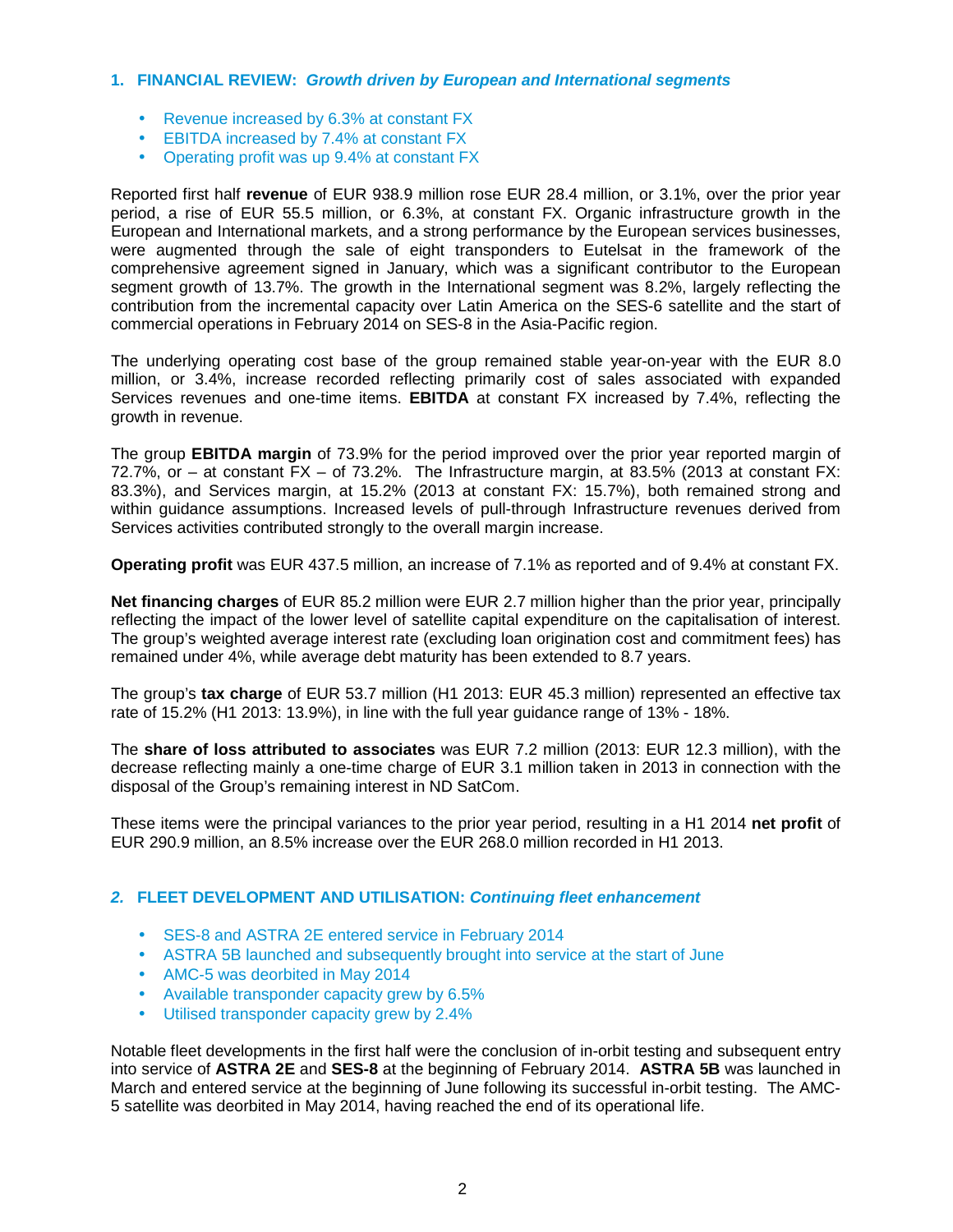## 1. FINANCIAL REVIEW: *Growth driven by European and International segments*

- Revenue increased by 6.3% at constant FX
- EBITDA increased by 7.4% at constant FX
- Operating profit was up 9.4% at constant FX

Reported first half **revenue** of EUR 938.9 million rose EUR 28.4 million, or 3.1%, over the prior year period, a rise of EUR 55.5 million, or 6.3%, at constant FX. Organic infrastructure growth in the European and International markets, and a strong performance by the European services businesses, were augmented through the sale of eight transponders to Eutelsat in the framework of the comprehensive agreement signed in January, which was a significant contributor to the European segment growth of 13.7%. The growth in the International segment was 8.2%, largely reflecting the contribution from the incremental capacity over Latin America on the SES-6 satellite and the start of commercial operations in February 2014 on SES-8 in the Asia-Pacific region.

The underlying operating cost base of the group remained stable year-on-year with the EUR 8.0 million, or 3.4%, increase recorded reflecting primarily cost of sales associated with expanded Services revenues and one-time items. **EBITDA** at constant FX increased by 7.4%, reflecting the growth in revenue.

The group **EBITDA margin** of 73.9% for the period improved over the prior year reported margin of 72.7%, or – at constant FX – of 73.2%. The Infrastructure margin, at 83.5% (2013 at constant FX: 83.3%), and Services margin, at 15.2% (2013 at constant FX: 15.7%), both remained strong and within guidance assumptions. Increased levels of pull-through Infrastructure revenues derived from Services activities contributed strongly to the overall margin increase.

**Operating profit** was EUR 437.5 million, an increase of 7.1% as reported and of 9.4% at constant FX.

**Net financing charges** of EUR 85.2 million were EUR 2.7 million higher than the prior year, principally reflecting the impact of the lower level of satellite capital expenditure on the capitalisation of interest. The group's weighted average interest rate (excluding loan origination cost and commitment fees) has remained under 4%, while average debt maturity has been extended to 8.7 years.

The group's **tax charge** of EUR 53.7 million (H1 2013: EUR 45.3 million) represented an effective tax rate of 15.2% (H1 2013: 13.9%), in line with the full year guidance range of 13% - 18%.

The **share of loss attributed to associates** was EUR 7.2 million (2013: EUR 12.3 million), with the decrease reflecting mainly a one-time charge of EUR 3.1 million taken in 2013 in connection with the disposal of the Group's remaining interest in ND SatCom.

These items were the principal variances to the prior year period, resulting in a H1 2014 **net profit** of EUR 290.9 million, an 8.5% increase over the EUR 268.0 million recorded in H1 2013.

## *2.* FLEET DEVELOPMENT AND UTILISATION: *Continuing fleet enhancement*

- SES-8 and ASTRA 2E entered service in February 2014
- ASTRA 5B launched and subsequently brought into service at the start of June
- AMC-5 was deorbited in May 2014
- Available transponder capacity grew by 6.5%
- Utilised transponder capacity grew by 2.4%

Notable fleet developments in the first half were the conclusion of in-orbit testing and subsequent entry into service of **ASTRA 2E** and **SES-8** at the beginning of February 2014. **ASTRA 5B** was launched in March and entered service at the beginning of June following its successful in-orbit testing. The AMC-5 satellite was deorbited in May 2014, having reached the end of its operational life.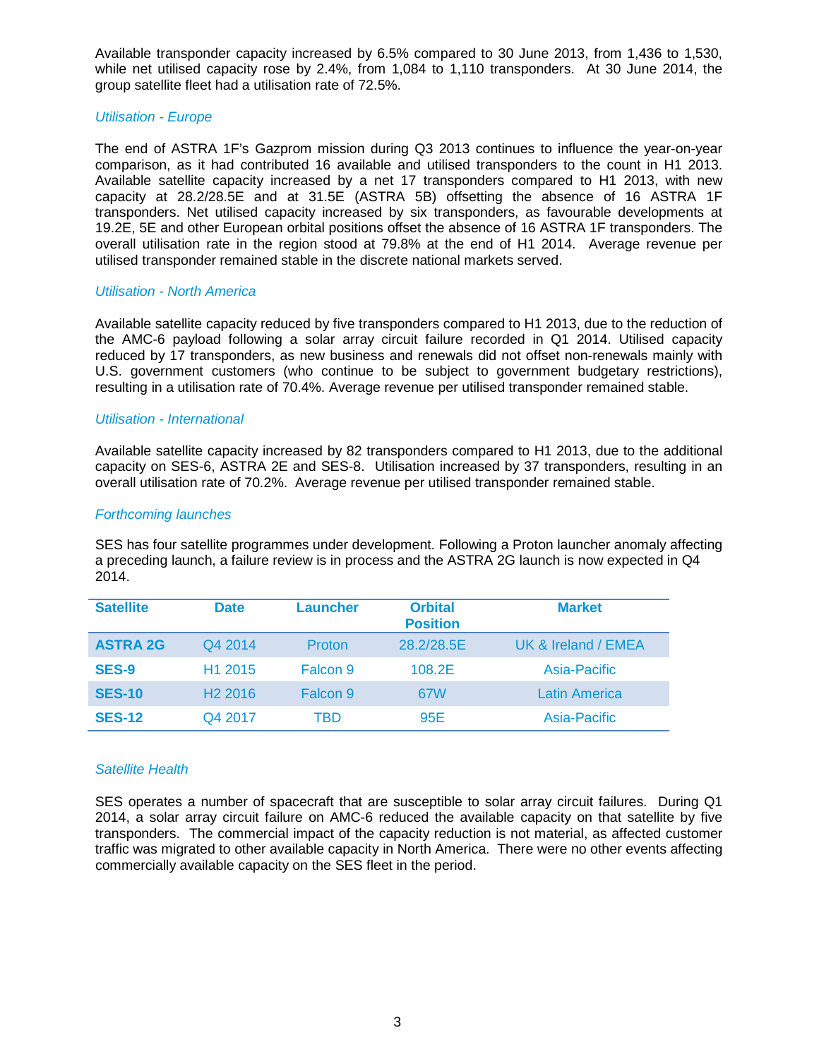Available transponder capacity increased by 6.5% compared to 30 June 2013, from 1,436 to 1,530, while net utilised capacity rose by 2.4%, from 1,084 to 1,110 transponders. At 30 June 2014, the group satellite fleet had a utilisation rate of 72.5%.

*Utilisation - Europe*

The end of ASTRA 1F's Gazprom mission during Q3 2013 continues to influence the year-on-year comparison, as it had contributed 16 available and utilised transponders to the count in H1 2013. Available satellite capacity increased by a net 17 transponders compared to H1 2013, with new capacity at 28.2/28.5E and at 31.5E (ASTRA 5B) offsetting the absence of 16 ASTRA 1F transponders. Net utilised capacity increased by six transponders, as favourable developments at 19.2E, 5E and other European orbital positions offset the absence of 16 ASTRA 1F transponders. The overall utilisation rate in the region stood at 79.8% at the end of H1 2014. Average revenue per utilised transponder remained stable in the discrete national markets served.

*Utilisation - North America*

Available satellite capacity reduced by five transponders compared to H1 2013, due to the reduction of the AMC-6 payload following a solar array circuit failure recorded in Q1 2014. Utilised capacity reduced by 17 transponders, as new business and renewals did not offset non-renewals mainly with U.S. government customers (who continue to be subject to government budgetary restrictions), resulting in a utilisation rate of 70.4%. Average revenue per utilised transponder remained stable.

*Utilisation - International*

Available satellite capacity increased by 82 transponders compared to H1 2013, due to the additional capacity on SES-6, ASTRA 2E and SES-8. Utilisation increased by 37 transponders, resulting in an overall utilisation rate of 70.2%. Average revenue per utilised transponder remained stable.

*Forthcoming launches*

SES has four satellite programmes under development. Following a Proton launcher anomaly affecting a preceding launch, a failure review is in process and the ASTRA 2G launch is now expected in Q4 2014.

| Satellite | Date | Launcher | Orbital Position | Market |
|---|---|---|---|---|
| **ASTRA 2G** | Q4 2014 | Proton | 28.2/28.5E | UK & Ireland / EMEA |
| **SES-9** | H1 2015 | Falcon 9 | 108.2E | Asia-Pacific |
| **SES-10** | H2 2016 | Falcon 9 | 67W | Latin America |
| **SES-12** | Q4 2017 | TBD | 95E | Asia-Pacific |

*Satellite Health*

SES operates a number of spacecraft that are susceptible to solar array circuit failures. During Q1 2014, a solar array circuit failure on AMC-6 reduced the available capacity on that satellite by five transponders. The commercial impact of the capacity reduction is not material, as affected customer traffic was migrated to other available capacity in North America. There were no other events affecting commercially available capacity on the SES fleet in the period.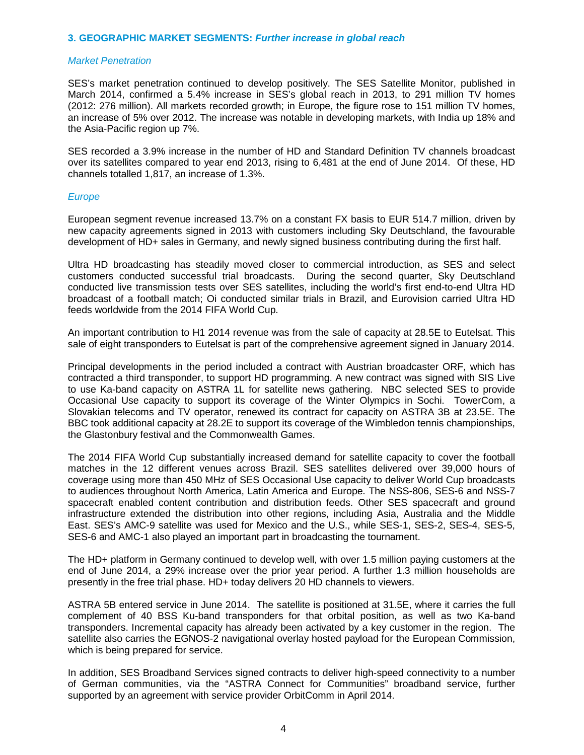## 3. GEOGRAPHIC MARKET SEGMENTS: *Further increase in global reach*

### *Market Penetration*

SES's market penetration continued to develop positively. The SES Satellite Monitor, published in March 2014, confirmed a 5.4% increase in SES's global reach in 2013, to 291 million TV homes (2012: 276 million). All markets recorded growth; in Europe, the figure rose to 151 million TV homes, an increase of 5% over 2012. The increase was notable in developing markets, with India up 18% and the Asia-Pacific region up 7%.

SES recorded a 3.9% increase in the number of HD and Standard Definition TV channels broadcast over its satellites compared to year end 2013, rising to 6,481 at the end of June 2014. Of these, HD channels totalled 1,817, an increase of 1.3%.

### *Europe*

European segment revenue increased 13.7% on a constant FX basis to EUR 514.7 million, driven by new capacity agreements signed in 2013 with customers including Sky Deutschland, the favourable development of HD+ sales in Germany, and newly signed business contributing during the first half.

Ultra HD broadcasting has steadily moved closer to commercial introduction, as SES and select customers conducted successful trial broadcasts. During the second quarter, Sky Deutschland conducted live transmission tests over SES satellites, including the world's first end-to-end Ultra HD broadcast of a football match; Oi conducted similar trials in Brazil, and Eurovision carried Ultra HD feeds worldwide from the 2014 FIFA World Cup.

An important contribution to H1 2014 revenue was from the sale of capacity at 28.5E to Eutelsat. This sale of eight transponders to Eutelsat is part of the comprehensive agreement signed in January 2014.

Principal developments in the period included a contract with Austrian broadcaster ORF, which has contracted a third transponder, to support HD programming. A new contract was signed with SIS Live to use Ka-band capacity on ASTRA 1L for satellite news gathering. NBC selected SES to provide Occasional Use capacity to support its coverage of the Winter Olympics in Sochi. TowerCom, a Slovakian telecoms and TV operator, renewed its contract for capacity on ASTRA 3B at 23.5E. The BBC took additional capacity at 28.2E to support its coverage of the Wimbledon tennis championships, the Glastonbury festival and the Commonwealth Games.

The 2014 FIFA World Cup substantially increased demand for satellite capacity to cover the football matches in the 12 different venues across Brazil. SES satellites delivered over 39,000 hours of coverage using more than 450 MHz of SES Occasional Use capacity to deliver World Cup broadcasts to audiences throughout North America, Latin America and Europe. The NSS-806, SES-6 and NSS-7 spacecraft enabled content contribution and distribution feeds. Other SES spacecraft and ground infrastructure extended the distribution into other regions, including Asia, Australia and the Middle East. SES's AMC-9 satellite was used for Mexico and the U.S., while SES-1, SES-2, SES-4, SES-5, SES-6 and AMC-1 also played an important part in broadcasting the tournament.

The HD+ platform in Germany continued to develop well, with over 1.5 million paying customers at the end of June 2014, a 29% increase over the prior year period. A further 1.3 million households are presently in the free trial phase. HD+ today delivers 20 HD channels to viewers.

ASTRA 5B entered service in June 2014. The satellite is positioned at 31.5E, where it carries the full complement of 40 BSS Ku-band transponders for that orbital position, as well as two Ka-band transponders. Incremental capacity has already been activated by a key customer in the region. The satellite also carries the EGNOS-2 navigational overlay hosted payload for the European Commission, which is being prepared for service.

In addition, SES Broadband Services signed contracts to deliver high-speed connectivity to a number of German communities, via the "ASTRA Connect for Communities" broadband service, further supported by an agreement with service provider OrbitComm in April 2014.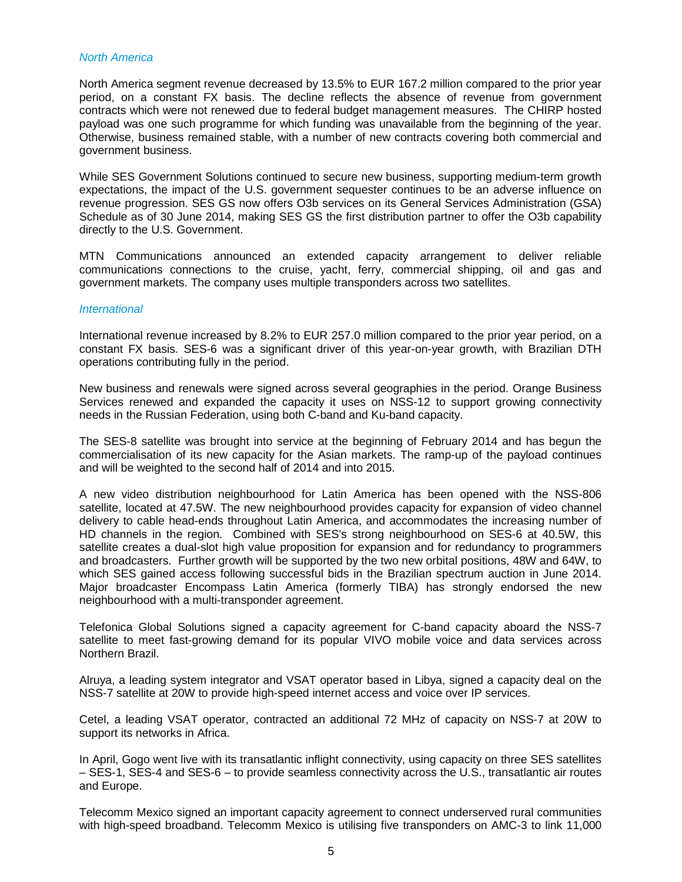*North America*

North America segment revenue decreased by 13.5% to EUR 167.2 million compared to the prior year period, on a constant FX basis. The decline reflects the absence of revenue from government contracts which were not renewed due to federal budget management measures. The CHIRP hosted payload was one such programme for which funding was unavailable from the beginning of the year. Otherwise, business remained stable, with a number of new contracts covering both commercial and government business.

While SES Government Solutions continued to secure new business, supporting medium-term growth expectations, the impact of the U.S. government sequester continues to be an adverse influence on revenue progression. SES GS now offers O3b services on its General Services Administration (GSA) Schedule as of 30 June 2014, making SES GS the first distribution partner to offer the O3b capability directly to the U.S. Government.

MTN Communications announced an extended capacity arrangement to deliver reliable communications connections to the cruise, yacht, ferry, commercial shipping, oil and gas and government markets. The company uses multiple transponders across two satellites.

*International*

International revenue increased by 8.2% to EUR 257.0 million compared to the prior year period, on a constant FX basis. SES-6 was a significant driver of this year-on-year growth, with Brazilian DTH operations contributing fully in the period.

New business and renewals were signed across several geographies in the period. Orange Business Services renewed and expanded the capacity it uses on NSS-12 to support growing connectivity needs in the Russian Federation, using both C-band and Ku-band capacity.

The SES-8 satellite was brought into service at the beginning of February 2014 and has begun the commercialisation of its new capacity for the Asian markets. The ramp-up of the payload continues and will be weighted to the second half of 2014 and into 2015.

A new video distribution neighbourhood for Latin America has been opened with the NSS-806 satellite, located at 47.5W. The new neighbourhood provides capacity for expansion of video channel delivery to cable head-ends throughout Latin America, and accommodates the increasing number of HD channels in the region. Combined with SES's strong neighbourhood on SES-6 at 40.5W, this satellite creates a dual-slot high value proposition for expansion and for redundancy to programmers and broadcasters. Further growth will be supported by the two new orbital positions, 48W and 64W, to which SES gained access following successful bids in the Brazilian spectrum auction in June 2014. Major broadcaster Encompass Latin America (formerly TIBA) has strongly endorsed the new neighbourhood with a multi-transponder agreement.

Telefonica Global Solutions signed a capacity agreement for C-band capacity aboard the NSS-7 satellite to meet fast-growing demand for its popular VIVO mobile voice and data services across Northern Brazil.

Alruya, a leading system integrator and VSAT operator based in Libya, signed a capacity deal on the NSS-7 satellite at 20W to provide high-speed internet access and voice over IP services.

Cetel, a leading VSAT operator, contracted an additional 72 MHz of capacity on NSS-7 at 20W to support its networks in Africa.

In April, Gogo went live with its transatlantic inflight connectivity, using capacity on three SES satellites – SES-1, SES-4 and SES-6 – to provide seamless connectivity across the U.S., transatlantic air routes and Europe.

Telecomm Mexico signed an important capacity agreement to connect underserved rural communities with high-speed broadband. Telecomm Mexico is utilising five transponders on AMC-3 to link 11,000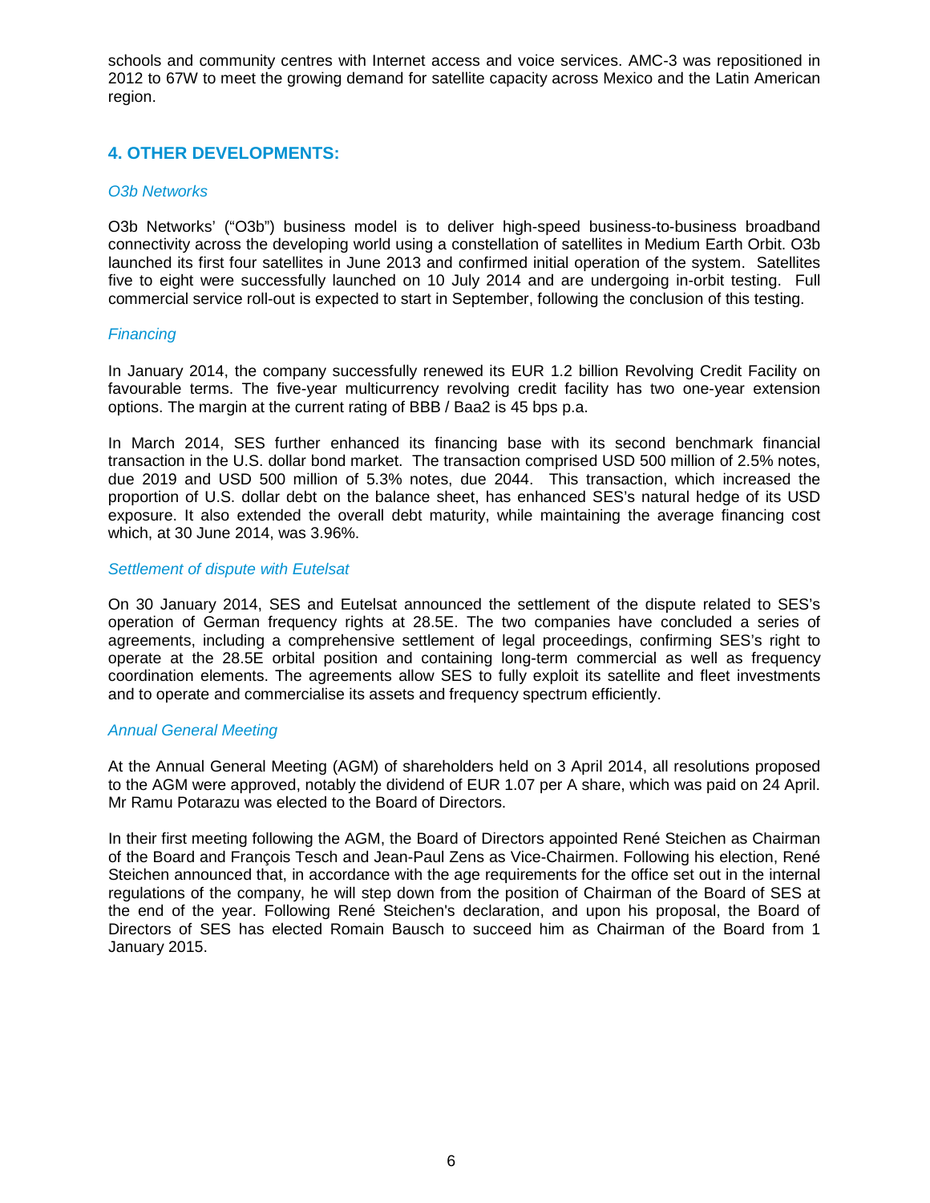schools and community centres with Internet access and voice services. AMC-3 was repositioned in 2012 to 67W to meet the growing demand for satellite capacity across Mexico and the Latin American region.

## 4. OTHER DEVELOPMENTS:

*O3b Networks*

O3b Networks' ("O3b") business model is to deliver high-speed business-to-business broadband connectivity across the developing world using a constellation of satellites in Medium Earth Orbit. O3b launched its first four satellites in June 2013 and confirmed initial operation of the system. Satellites five to eight were successfully launched on 10 July 2014 and are undergoing in-orbit testing. Full commercial service roll-out is expected to start in September, following the conclusion of this testing.

*Financing*

In January 2014, the company successfully renewed its EUR 1.2 billion Revolving Credit Facility on favourable terms. The five-year multicurrency revolving credit facility has two one-year extension options. The margin at the current rating of BBB / Baa2 is 45 bps p.a.

In March 2014, SES further enhanced its financing base with its second benchmark financial transaction in the U.S. dollar bond market. The transaction comprised USD 500 million of 2.5% notes, due 2019 and USD 500 million of 5.3% notes, due 2044. This transaction, which increased the proportion of U.S. dollar debt on the balance sheet, has enhanced SES's natural hedge of its USD exposure. It also extended the overall debt maturity, while maintaining the average financing cost which, at 30 June 2014, was 3.96%.

*Settlement of dispute with Eutelsat*

On 30 January 2014, SES and Eutelsat announced the settlement of the dispute related to SES's operation of German frequency rights at 28.5E. The two companies have concluded a series of agreements, including a comprehensive settlement of legal proceedings, confirming SES's right to operate at the 28.5E orbital position and containing long-term commercial as well as frequency coordination elements. The agreements allow SES to fully exploit its satellite and fleet investments and to operate and commercialise its assets and frequency spectrum efficiently.

*Annual General Meeting*

At the Annual General Meeting (AGM) of shareholders held on 3 April 2014, all resolutions proposed to the AGM were approved, notably the dividend of EUR 1.07 per A share, which was paid on 24 April. Mr Ramu Potarazu was elected to the Board of Directors.

In their first meeting following the AGM, the Board of Directors appointed René Steichen as Chairman of the Board and François Tesch and Jean-Paul Zens as Vice-Chairmen. Following his election, René Steichen announced that, in accordance with the age requirements for the office set out in the internal regulations of the company, he will step down from the position of Chairman of the Board of SES at the end of the year. Following René Steichen's declaration, and upon his proposal, the Board of Directors of SES has elected Romain Bausch to succeed him as Chairman of the Board from 1 January 2015.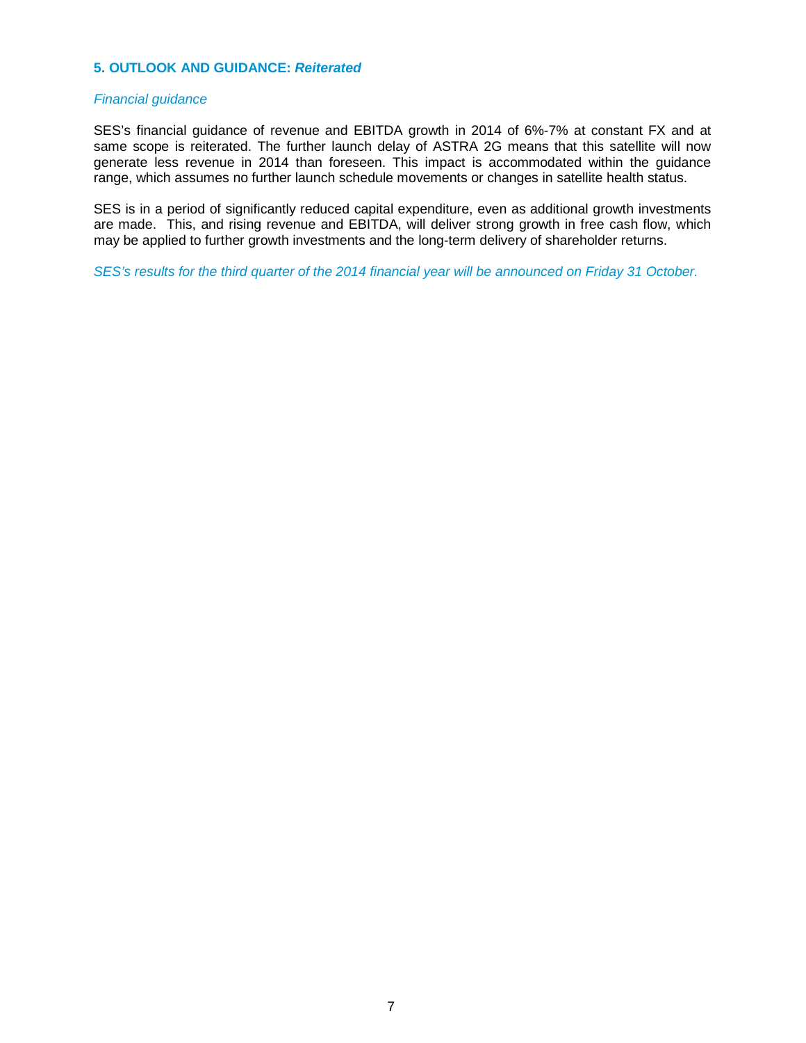## 5. OUTLOOK AND GUIDANCE: *Reiterated*

*Financial guidance*

SES's financial guidance of revenue and EBITDA growth in 2014 of 6%-7% at constant FX and at same scope is reiterated. The further launch delay of ASTRA 2G means that this satellite will now generate less revenue in 2014 than foreseen. This impact is accommodated within the guidance range, which assumes no further launch schedule movements or changes in satellite health status.

SES is in a period of significantly reduced capital expenditure, even as additional growth investments are made. This, and rising revenue and EBITDA, will deliver strong growth in free cash flow, which may be applied to further growth investments and the long-term delivery of shareholder returns.

*SES's results for the third quarter of the 2014 financial year will be announced on Friday 31 October.*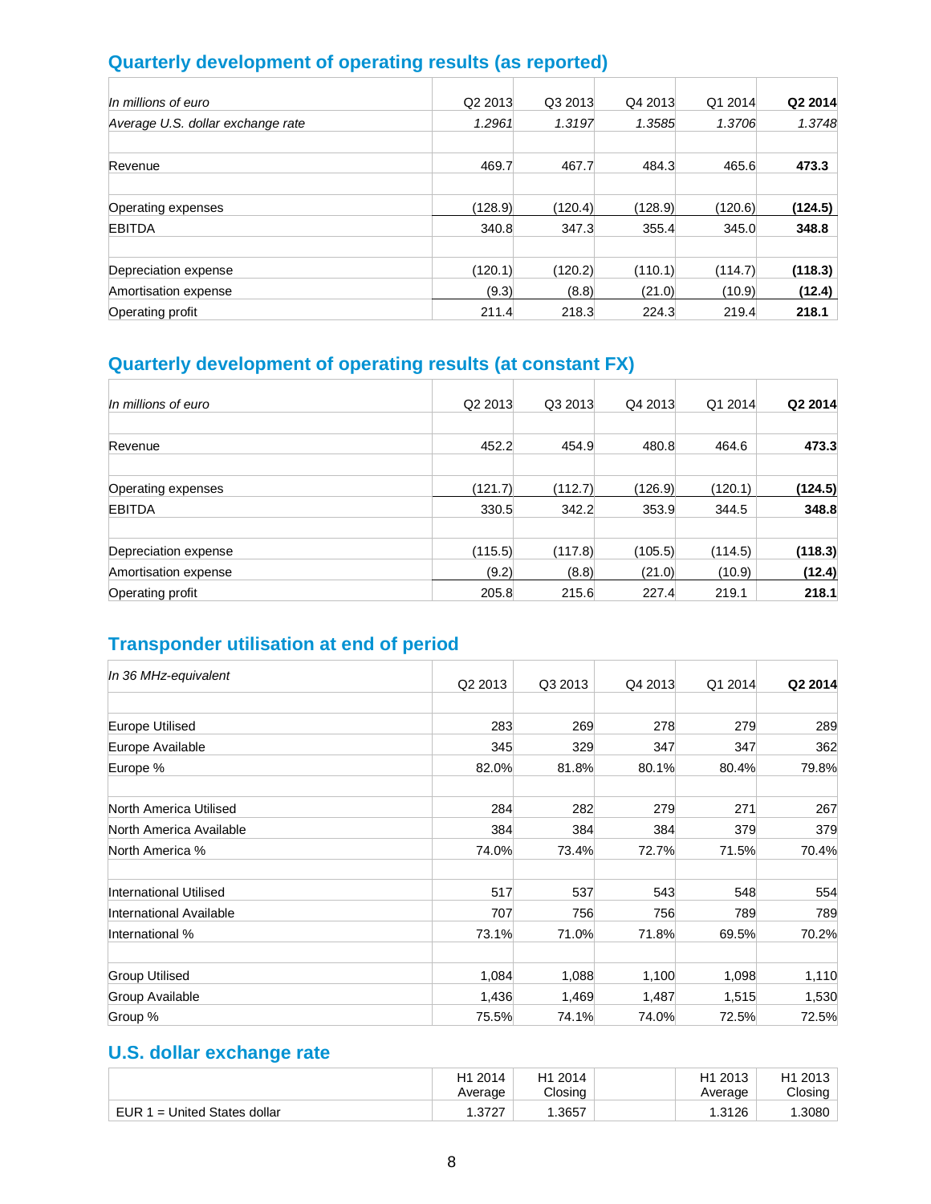## Quarterly development of operating results (as reported)

| *In millions of euro* | Q2 2013 | Q3 2013 | Q4 2013 | Q1 2014 | **Q2 2014** |
|---|---|---|---|---|---|
| *Average U.S. dollar exchange rate* | *1.2961* | *1.3197* | *1.3585* | *1.3706* | *1.3748* |
| | | | | | |
| Revenue | 469.7 | 467.7 | 484.3 | 465.6 | **473.3** |
| | | | | | |
| Operating expenses | (128.9) | (120.4) | (128.9) | (120.6) | **(124.5)** |
| EBITDA | 340.8 | 347.3 | 355.4 | 345.0 | **348.8** |
| | | | | | |
| Depreciation expense | (120.1) | (120.2) | (110.1) | (114.7) | **(118.3)** |
| Amortisation expense | (9.3) | (8.8) | (21.0) | (10.9) | **(12.4)** |
| Operating profit | 211.4 | 218.3 | 224.3 | 219.4 | **218.1** |

## Quarterly development of operating results (at constant FX)

| *In millions of euro* | Q2 2013 | Q3 2013 | Q4 2013 | Q1 2014 | **Q2 2014** |
|---|---|---|---|---|---|
| | | | | | |
| Revenue | 452.2 | 454.9 | 480.8 | 464.6 | **473.3** |
| | | | | | |
| Operating expenses | (121.7) | (112.7) | (126.9) | (120.1) | **(124.5)** |
| EBITDA | 330.5 | 342.2 | 353.9 | 344.5 | **348.8** |
| | | | | | |
| Depreciation expense | (115.5) | (117.8) | (105.5) | (114.5) | **(118.3)** |
| Amortisation expense | (9.2) | (8.8) | (21.0) | (10.9) | **(12.4)** |
| Operating profit | 205.8 | 215.6 | 227.4 | 219.1 | **218.1** |

## Transponder utilisation at end of period

| *In 36 MHz-equivalent* | Q2 2013 | Q3 2013 | Q4 2013 | Q1 2014 | **Q2 2014** |
|---|---|---|---|---|---|
| | | | | | |
| Europe Utilised | 283 | 269 | 278 | 279 | 289 |
| Europe Available | 345 | 329 | 347 | 347 | 362 |
| Europe % | 82.0% | 81.8% | 80.1% | 80.4% | 79.8% |
| | | | | | |
| North America Utilised | 284 | 282 | 279 | 271 | 267 |
| North America Available | 384 | 384 | 384 | 379 | 379 |
| North America % | 74.0% | 73.4% | 72.7% | 71.5% | 70.4% |
| | | | | | |
| International Utilised | 517 | 537 | 543 | 548 | 554 |
| International Available | 707 | 756 | 756 | 789 | 789 |
| International % | 73.1% | 71.0% | 71.8% | 69.5% | 70.2% |
| | | | | | |
| Group Utilised | 1,084 | 1,088 | 1,100 | 1,098 | 1,110 |
| Group Available | 1,436 | 1,469 | 1,487 | 1,515 | 1,530 |
| Group % | 75.5% | 74.1% | 74.0% | 72.5% | 72.5% |

## U.S. dollar exchange rate

| | H1 2014 Average | H1 2014 Closing | | H1 2013 Average | H1 2013 Closing |
|---|---|---|---|---|---|
| EUR 1 = United States dollar | 1.3727 | 1.3657 | | 1.3126 | 1.3080 |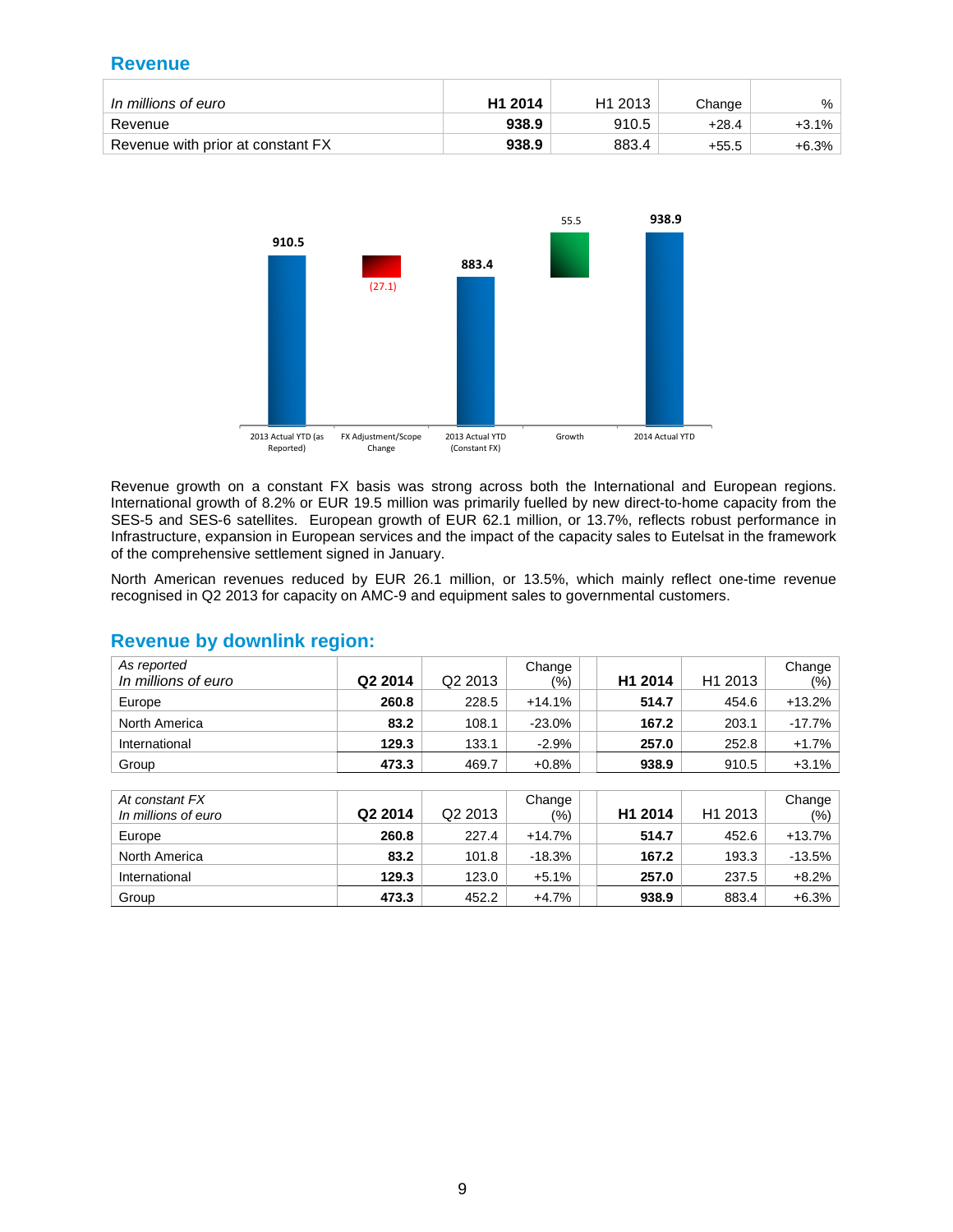## Revenue

| *In millions of euro* | **H1 2014** | H1 2013 | Change | % |
|---|---|---|---|---|
| Revenue | **938.9** | 910.5 | +28.4 | +3.1% |
| Revenue with prior at constant FX | **938.9** | 883.4 | +55.5 | +6.3% |

Revenue growth on a constant FX basis was strong across both the International and European regions. International growth of 8.2% or EUR 19.5 million was primarily fuelled by new direct-to-home capacity from the SES-5 and SES-6 satellites. European growth of EUR 62.1 million, or 13.7%, reflects robust performance in Infrastructure, expansion in European services and the impact of the capacity sales to Eutelsat in the framework of the comprehensive settlement signed in January.

North American revenues reduced by EUR 26.1 million, or 13.5%, which mainly reflect one-time revenue recognised in Q2 2013 for capacity on AMC-9 and equipment sales to governmental customers.

## Revenue by downlink region:

| *As reported*<br>*In millions of euro* | **Q2 2014** | Q2 2013 | Change (%) | **H1 2014** | H1 2013 | Change (%) |
|---|---|---|---|---|---|---|
| Europe | **260.8** | 228.5 | +14.1% | **514.7** | 454.6 | +13.2% |
| North America | **83.2** | 108.1 | -23.0% | **167.2** | 203.1 | -17.7% |
| International | **129.3** | 133.1 | -2.9% | **257.0** | 252.8 | +1.7% |
| Group | **473.3** | 469.7 | +0.8% | **938.9** | 910.5 | +3.1% |

| *At constant FX*<br>*In millions of euro* | **Q2 2014** | Q2 2013 | Change (%) | **H1 2014** | H1 2013 | Change (%) |
|---|---|---|---|---|---|---|
| Europe | **260.8** | 227.4 | +14.7% | **514.7** | 452.6 | +13.7% |
| North America | **83.2** | 101.8 | -18.3% | **167.2** | 193.3 | -13.5% |
| International | **129.3** | 123.0 | +5.1% | **257.0** | 237.5 | +8.2% |
| Group | **473.3** | 452.2 | +4.7% | **938.9** | 883.4 | +6.3% |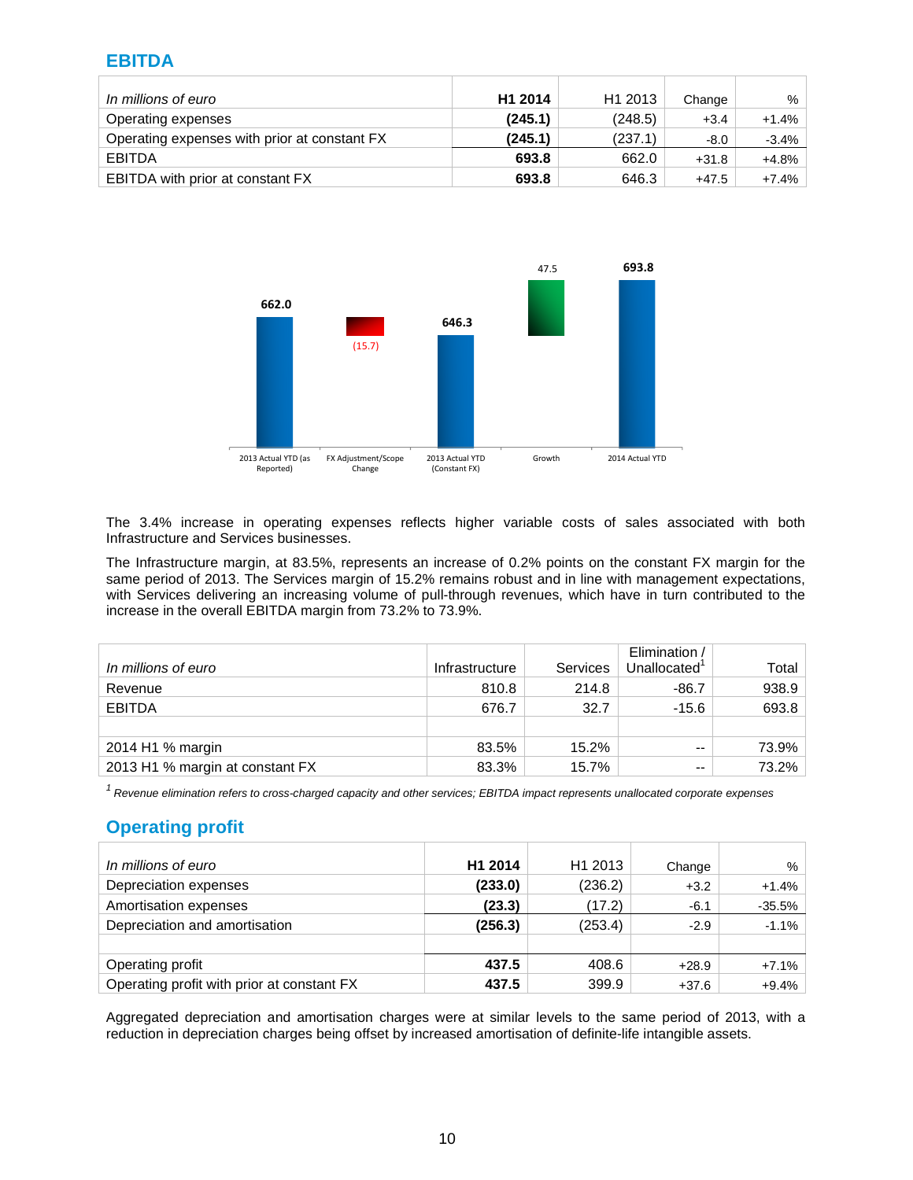## EBITDA

| In millions of euro | H1 2014 | H1 2013 | Change | % |
|---|---|---|---|---|
| Operating expenses | **(245.1)** | (248.5) | +3.4 | +1.4% |
| Operating expenses with prior at constant FX | **(245.1)** | (237.1) | -8.0 | -3.4% |
| EBITDA | **693.8** | 662.0 | +31.8 | +4.8% |
| EBITDA with prior at constant FX | **693.8** | 646.3 | +47.5 | +7.4% |

The 3.4% increase in operating expenses reflects higher variable costs of sales associated with both Infrastructure and Services businesses.

The Infrastructure margin, at 83.5%, represents an increase of 0.2% points on the constant FX margin for the same period of 2013. The Services margin of 15.2% remains robust and in line with management expectations, with Services delivering an increasing volume of pull-through revenues, which have in turn contributed to the increase in the overall EBITDA margin from 73.2% to 73.9%.

| In millions of euro | Infrastructure | Services | Elimination / Unallocated[1] | Total |
|---|---|---|---|---|
| Revenue | 810.8 | 214.8 | -86.7 | 938.9 |
| EBITDA | 676.7 | 32.7 | -15.6 | 693.8 |
| | | | | |
| 2014 H1 % margin | 83.5% | 15.2% | -- | 73.9% |
| 2013 H1 % margin at constant FX | 83.3% | 15.7% | -- | 73.2% |

*[1] Revenue elimination refers to cross-charged capacity and other services; EBITDA impact represents unallocated corporate expenses*

## Operating profit

| In millions of euro | H1 2014 | H1 2013 | Change | % |
|---|---|---|---|---|
| Depreciation expenses | **(233.0)** | (236.2) | +3.2 | +1.4% |
| Amortisation expenses | **(23.3)** | (17.2) | -6.1 | -35.5% |
| Depreciation and amortisation | **(256.3)** | (253.4) | -2.9 | -1.1% |
| | | | | |
| Operating profit | **437.5** | 408.6 | +28.9 | +7.1% |
| Operating profit with prior at constant FX | **437.5** | 399.9 | +37.6 | +9.4% |

Aggregated depreciation and amortisation charges were at similar levels to the same period of 2013, with a reduction in depreciation charges being offset by increased amortisation of definite-life intangible assets.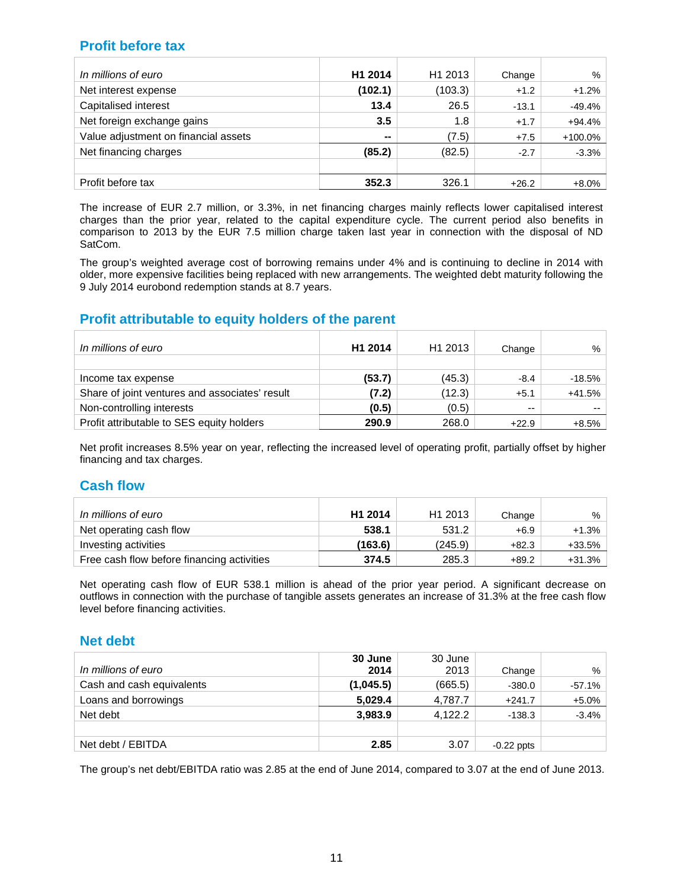## Profit before tax

| *In millions of euro* | **H1 2014** | H1 2013 | Change | % |
|---|---|---|---|---|
| Net interest expense | **(102.1)** | (103.3) | +1.2 | +1.2% |
| Capitalised interest | **13.4** | 26.5 | -13.1 | -49.4% |
| Net foreign exchange gains | **3.5** | 1.8 | +1.7 | +94.4% |
| Value adjustment on financial assets | **--** | (7.5) | +7.5 | +100.0% |
| Net financing charges | **(85.2)** | (82.5) | -2.7 | -3.3% |
| | | | | |
| Profit before tax | **352.3** | 326.1 | +26.2 | +8.0% |

The increase of EUR 2.7 million, or 3.3%, in net financing charges mainly reflects lower capitalised interest charges than the prior year, related to the capital expenditure cycle. The current period also benefits in comparison to 2013 by the EUR 7.5 million charge taken last year in connection with the disposal of ND SatCom.

The group's weighted average cost of borrowing remains under 4% and is continuing to decline in 2014 with older, more expensive facilities being replaced with new arrangements. The weighted debt maturity following the 9 July 2014 eurobond redemption stands at 8.7 years.

## Profit attributable to equity holders of the parent

| *In millions of euro* | **H1 2014** | H1 2013 | Change | % |
|---|---|---|---|---|
| | | | | |
| Income tax expense | **(53.7)** | (45.3) | -8.4 | -18.5% |
| Share of joint ventures and associates' result | **(7.2)** | (12.3) | +5.1 | +41.5% |
| Non-controlling interests | **(0.5)** | (0.5) | -- | -- |
| Profit attributable to SES equity holders | **290.9** | 268.0 | +22.9 | +8.5% |

Net profit increases 8.5% year on year, reflecting the increased level of operating profit, partially offset by higher financing and tax charges.

## Cash flow

| *In millions of euro* | **H1 2014** | H1 2013 | Change | % |
|---|---|---|---|---|
| Net operating cash flow | **538.1** | 531.2 | +6.9 | +1.3% |
| Investing activities | **(163.6)** | (245.9) | +82.3 | +33.5% |
| Free cash flow before financing activities | **374.5** | 285.3 | +89.2 | +31.3% |

Net operating cash flow of EUR 538.1 million is ahead of the prior year period. A significant decrease on outflows in connection with the purchase of tangible assets generates an increase of 31.3% at the free cash flow level before financing activities.

## Net debt

| *In millions of euro* | **30 June 2014** | 30 June 2013 | Change | % |
|---|---|---|---|---|
| Cash and cash equivalents | **(1,045.5)** | (665.5) | -380.0 | -57.1% |
| Loans and borrowings | **5,029.4** | 4,787.7 | +241.7 | +5.0% |
| Net debt | **3,983.9** | 4,122.2 | -138.3 | -3.4% |
| | | | | |
| Net debt / EBITDA | **2.85** | 3.07 | -0.22 ppts | |

The group's net debt/EBITDA ratio was 2.85 at the end of June 2014, compared to 3.07 at the end of June 2013.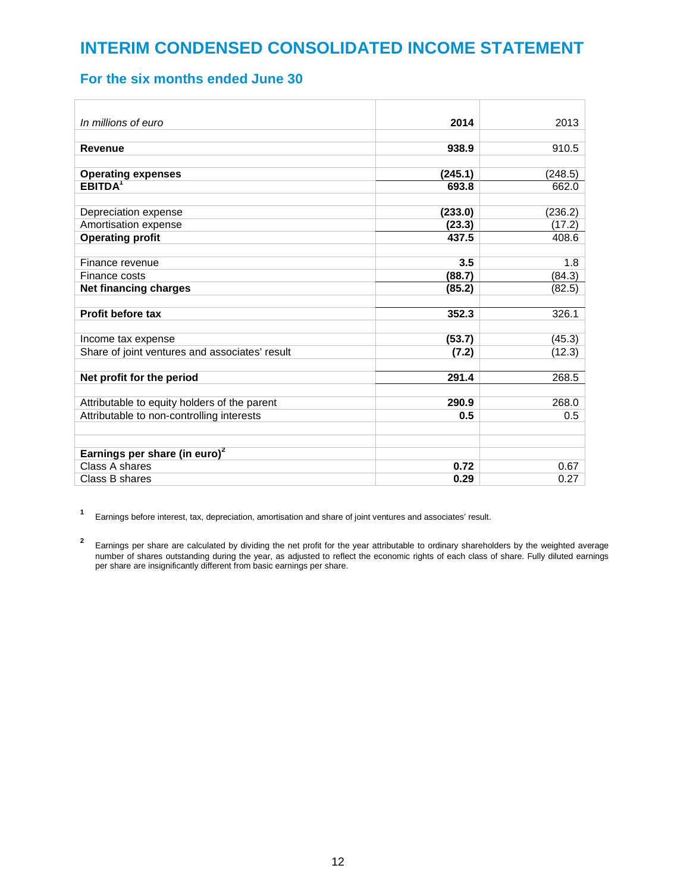# INTERIM CONDENSED CONSOLIDATED INCOME STATEMENT

## For the six months ended June 30

| *In millions of euro* | **2014** | 2013 |
|---|---|---|
| **Revenue** | **938.9** | 910.5 |
| **Operating expenses** | **(245.1)** | (248.5) |
| **EBITDA**[1] | **693.8** | 662.0 |
| Depreciation expense | **(233.0)** | (236.2) |
| Amortisation expense | **(23.3)** | (17.2) |
| **Operating profit** | **437.5** | 408.6 |
| Finance revenue | **3.5** | 1.8 |
| Finance costs | **(88.7)** | (84.3) |
| **Net financing charges** | **(85.2)** | (82.5) |
| **Profit before tax** | **352.3** | 326.1 |
| Income tax expense | **(53.7)** | (45.3) |
| Share of joint ventures and associates' result | **(7.2)** | (12.3) |
| **Net profit for the period** | **291.4** | 268.5 |
| Attributable to equity holders of the parent | **290.9** | 268.0 |
| Attributable to non-controlling interests | **0.5** | 0.5 |
| **Earnings per share (in euro)**[2] | | |
| Class A shares | **0.72** | 0.67 |
| Class B shares | **0.29** | 0.27 |

[1] Earnings before interest, tax, depreciation, amortisation and share of joint ventures and associates' result.

[2] Earnings per share are calculated by dividing the net profit for the year attributable to ordinary shareholders by the weighted average number of shares outstanding during the year, as adjusted to reflect the economic rights of each class of share. Fully diluted earnings per share are insignificantly different from basic earnings per share.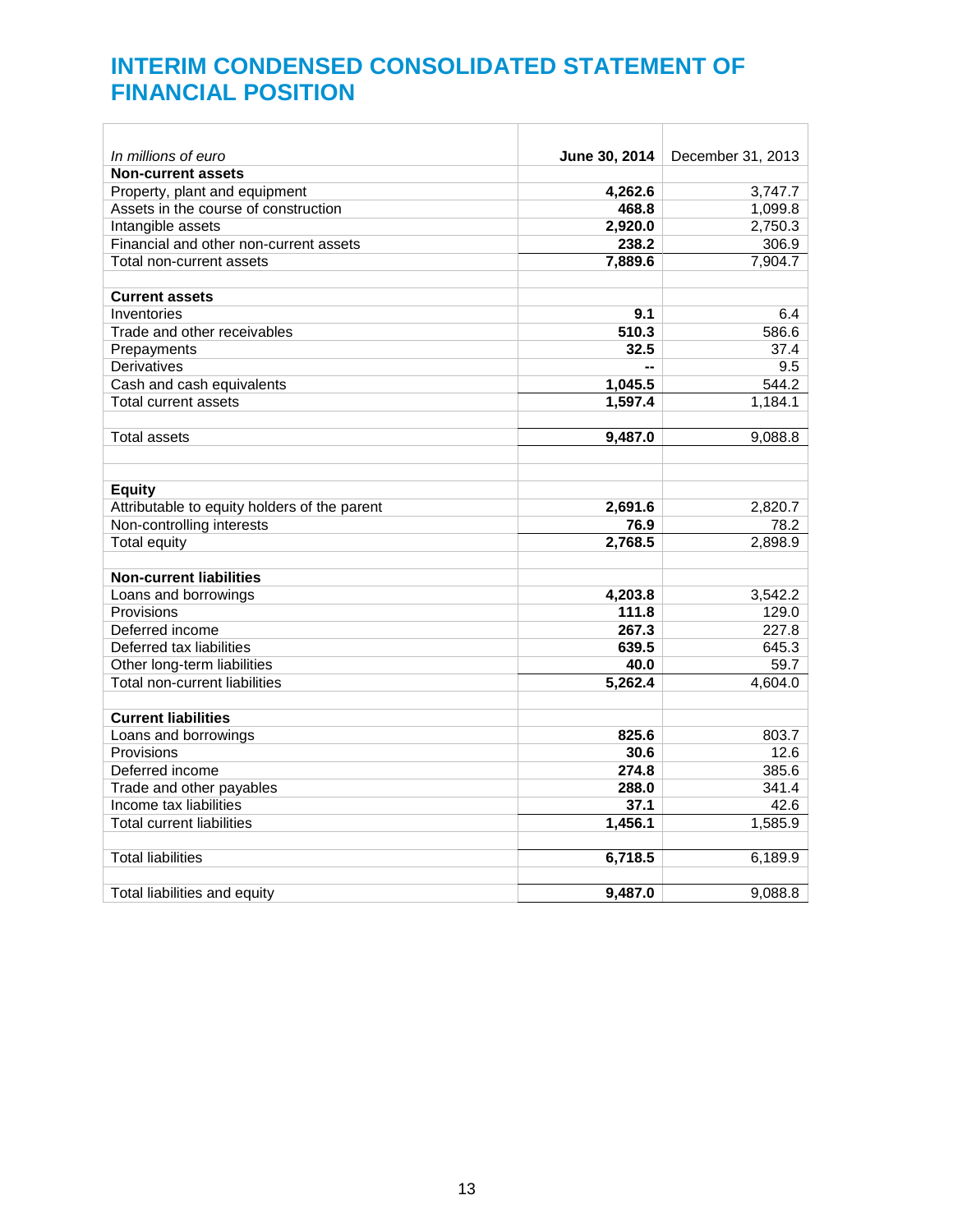# INTERIM CONDENSED CONSOLIDATED STATEMENT OF FINANCIAL POSITION

| *In millions of euro* | **June 30, 2014** | December 31, 2013 |
|---|---|---|
| **Non-current assets** | | |
| Property, plant and equipment | **4,262.6** | 3,747.7 |
| Assets in the course of construction | **468.8** | 1,099.8 |
| Intangible assets | **2,920.0** | 2,750.3 |
| Financial and other non-current assets | **238.2** | 306.9 |
| Total non-current assets | **7,889.6** | 7,904.7 |
| | | |
| **Current assets** | | |
| Inventories | **9.1** | 6.4 |
| Trade and other receivables | **510.3** | 586.6 |
| Prepayments | **32.5** | 37.4 |
| Derivatives | **--** | 9.5 |
| Cash and cash equivalents | **1,045.5** | 544.2 |
| Total current assets | **1,597.4** | 1,184.1 |
| | | |
| Total assets | **9,487.0** | 9,088.8 |
| | | |
| | | |
| **Equity** | | |
| Attributable to equity holders of the parent | **2,691.6** | 2,820.7 |
| Non-controlling interests | **76.9** | 78.2 |
| Total equity | **2,768.5** | 2,898.9 |
| | | |
| **Non-current liabilities** | | |
| Loans and borrowings | **4,203.8** | 3,542.2 |
| Provisions | **111.8** | 129.0 |
| Deferred income | **267.3** | 227.8 |
| Deferred tax liabilities | **639.5** | 645.3 |
| Other long-term liabilities | **40.0** | 59.7 |
| Total non-current liabilities | **5,262.4** | 4,604.0 |
| | | |
| **Current liabilities** | | |
| Loans and borrowings | **825.6** | 803.7 |
| Provisions | **30.6** | 12.6 |
| Deferred income | **274.8** | 385.6 |
| Trade and other payables | **288.0** | 341.4 |
| Income tax liabilities | **37.1** | 42.6 |
| Total current liabilities | **1,456.1** | 1,585.9 |
| | | |
| Total liabilities | **6,718.5** | 6,189.9 |
| | | |
| Total liabilities and equity | **9,487.0** | 9,088.8 |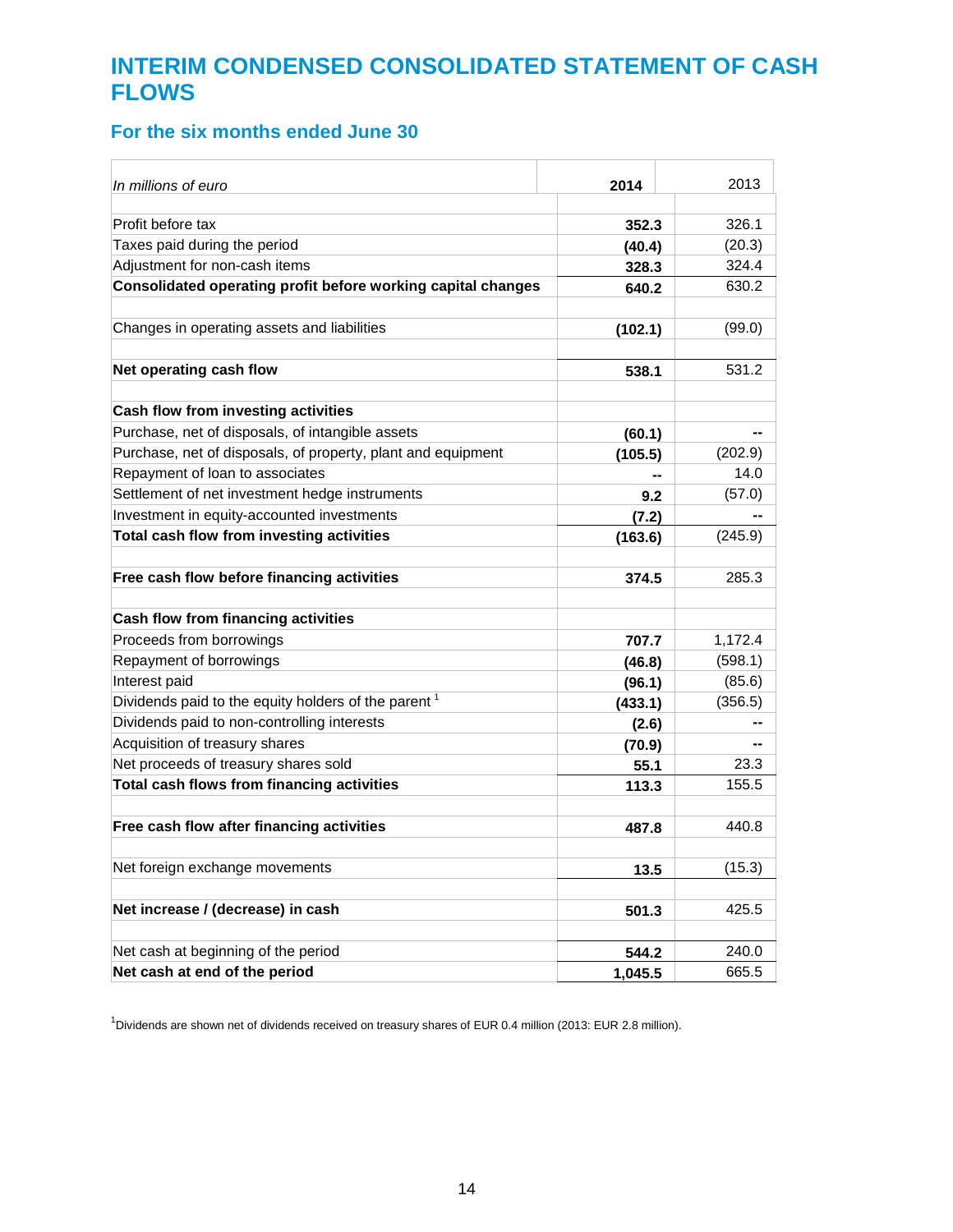# INTERIM CONDENSED CONSOLIDATED STATEMENT OF CASH FLOWS

## For the six months ended June 30

| *In millions of euro* | **2014** | 2013 |
|---|---|---|
| Profit before tax | **352.3** | 326.1 |
| Taxes paid during the period | **(40.4)** | (20.3) |
| Adjustment for non-cash items | **328.3** | 324.4 |
| **Consolidated operating profit before working capital changes** | **640.2** | 630.2 |
| | | |
| Changes in operating assets and liabilities | **(102.1)** | (99.0) |
| | | |
| **Net operating cash flow** | **538.1** | 531.2 |
| | | |
| **Cash flow from investing activities** | | |
| Purchase, net of disposals, of intangible assets | **(60.1)** | -- |
| Purchase, net of disposals, of property, plant and equipment | **(105.5)** | (202.9) |
| Repayment of loan to associates | **--** | 14.0 |
| Settlement of net investment hedge instruments | **9.2** | (57.0) |
| Investment in equity-accounted investments | **(7.2)** | -- |
| **Total cash flow from investing activities** | **(163.6)** | (245.9) |
| | | |
| **Free cash flow before financing activities** | **374.5** | 285.3 |
| | | |
| **Cash flow from financing activities** | | |
| Proceeds from borrowings | **707.7** | 1,172.4 |
| Repayment of borrowings | **(46.8)** | (598.1) |
| Interest paid | **(96.1)** | (85.6) |
| Dividends paid to the equity holders of the parent [1] | **(433.1)** | (356.5) |
| Dividends paid to non-controlling interests | **(2.6)** | -- |
| Acquisition of treasury shares | **(70.9)** | -- |
| Net proceeds of treasury shares sold | **55.1** | 23.3 |
| **Total cash flows from financing activities** | **113.3** | 155.5 |
| | | |
| **Free cash flow after financing activities** | **487.8** | 440.8 |
| | | |
| Net foreign exchange movements | **13.5** | (15.3) |
| | | |
| **Net increase / (decrease) in cash** | **501.3** | 425.5 |
| | | |
| Net cash at beginning of the period | **544.2** | 240.0 |
| **Net cash at end of the period** | **1,045.5** | 665.5 |

[1] Dividends are shown net of dividends received on treasury shares of EUR 0.4 million (2013: EUR 2.8 million).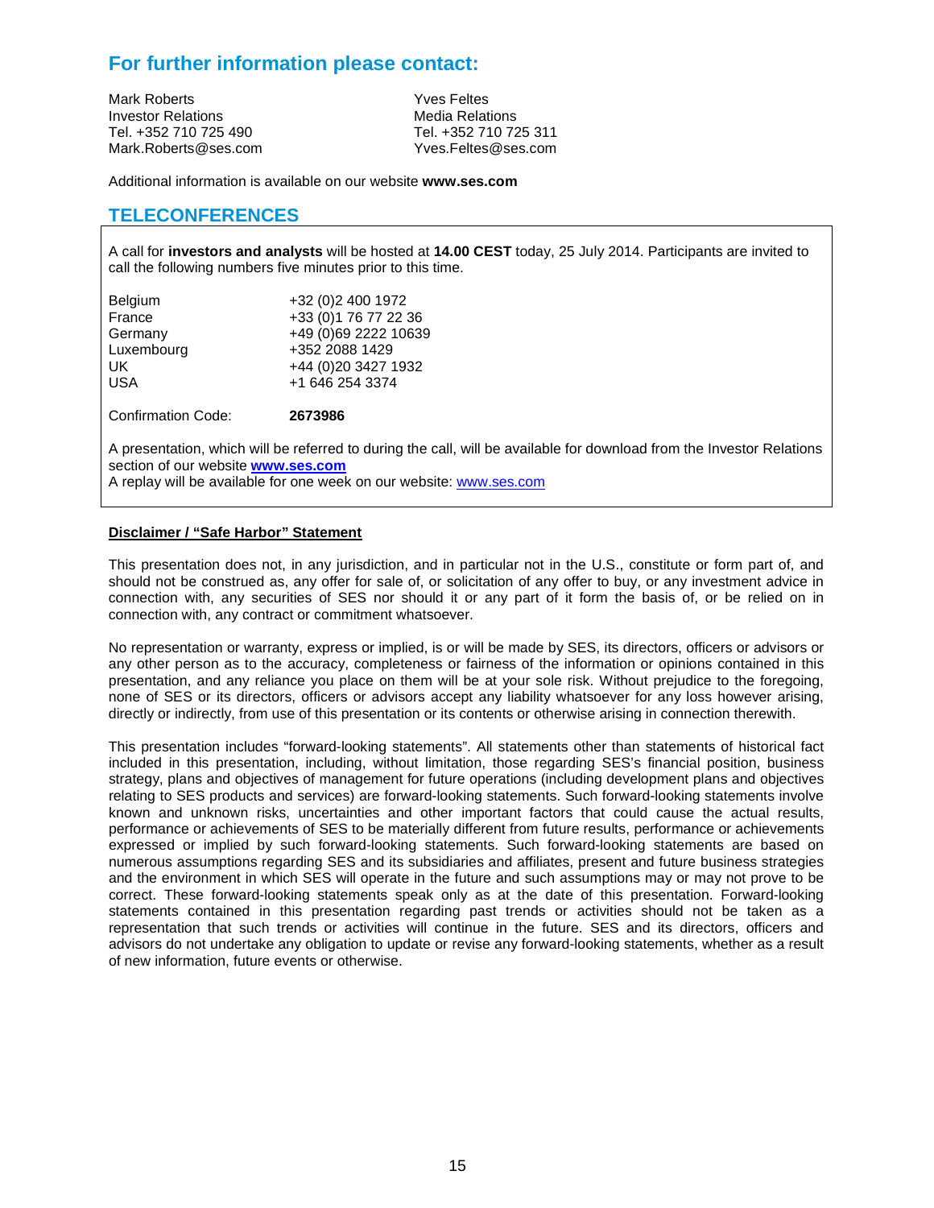## For further information please contact:

Mark Roberts
Investor Relations
Tel. +352 710 725 490
Mark.Roberts@ses.com

Yves Feltes
Media Relations
Tel. +352 710 725 311
Yves.Feltes@ses.com

Additional information is available on our website **www.ses.com**

## TELECONFERENCES

A call for **investors and analysts** will be hosted at **14.00 CEST** today, 25 July 2014. Participants are invited to call the following numbers five minutes prior to this time.

| | |
|---|---|
| Belgium | +32 (0)2 400 1972 |
| France | +33 (0)1 76 77 22 36 |
| Germany | +49 (0)69 2222 10639 |
| Luxembourg | +352 2088 1429 |
| UK | +44 (0)20 3427 1932 |
| USA | +1 646 254 3374 |

Confirmation Code: **2673986**

A presentation, which will be referred to during the call, will be available for download from the Investor Relations section of our website **www.ses.com**
A replay will be available for one week on our website: www.ses.com

**Disclaimer / "Safe Harbor" Statement**

This presentation does not, in any jurisdiction, and in particular not in the U.S., constitute or form part of, and should not be construed as, any offer for sale of, or solicitation of any offer to buy, or any investment advice in connection with, any securities of SES nor should it or any part of it form the basis of, or be relied on in connection with, any contract or commitment whatsoever.

No representation or warranty, express or implied, is or will be made by SES, its directors, officers or advisors or any other person as to the accuracy, completeness or fairness of the information or opinions contained in this presentation, and any reliance you place on them will be at your sole risk. Without prejudice to the foregoing, none of SES or its directors, officers or advisors accept any liability whatsoever for any loss however arising, directly or indirectly, from use of this presentation or its contents or otherwise arising in connection therewith.

This presentation includes "forward-looking statements". All statements other than statements of historical fact included in this presentation, including, without limitation, those regarding SES's financial position, business strategy, plans and objectives of management for future operations (including development plans and objectives relating to SES products and services) are forward-looking statements. Such forward-looking statements involve known and unknown risks, uncertainties and other important factors that could cause the actual results, performance or achievements of SES to be materially different from future results, performance or achievements expressed or implied by such forward-looking statements. Such forward-looking statements are based on numerous assumptions regarding SES and its subsidiaries and affiliates, present and future business strategies and the environment in which SES will operate in the future and such assumptions may or may not prove to be correct. These forward-looking statements speak only as at the date of this presentation. Forward-looking statements contained in this presentation regarding past trends or activities should not be taken as a representation that such trends or activities will continue in the future. SES and its directors, officers and advisors do not undertake any obligation to update or revise any forward-looking statements, whether as a result of new information, future events or otherwise.